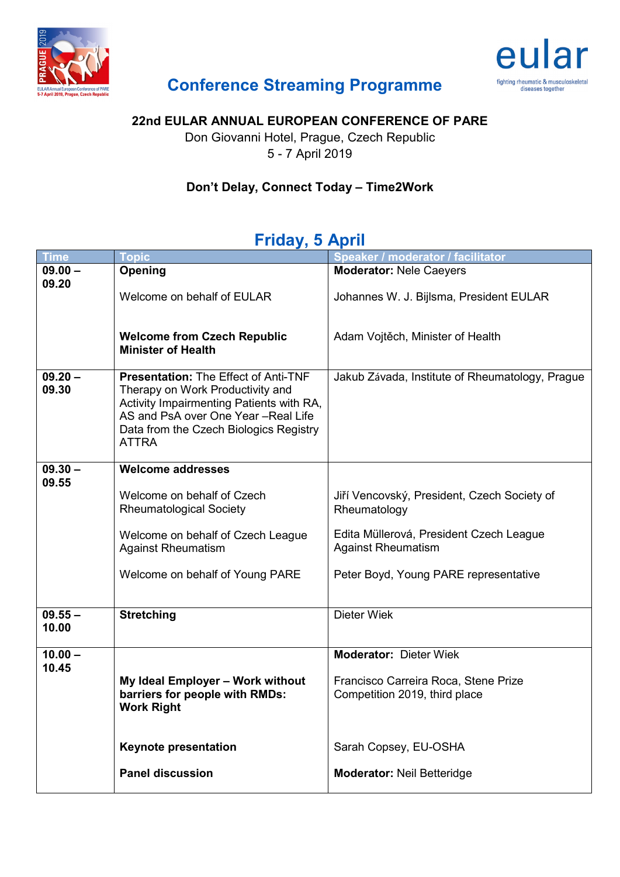# Conference Streaming Programme

**22nd EULAR ANNUAL EUROPEAN CONFERENCE OF PARE**

Don Giovanni Hotel, Prague, Czech Republic

5 - 7 April 2019

**Don't Delay, Connect Today – Time2Work**

## Friday, 5 April

| Time | Topic | Speaker / moderator / facilitator |
|---|---|---|
| 09.00 – 09.20 | **Opening**<br><br>Welcome on behalf of EULAR<br><br>**Welcome from Czech Republic Minister of Health** | **Moderator:** Nele Caeyers<br><br>Johannes W. J. Bijlsma, President EULAR<br><br>Adam Vojtěch, Minister of Health |
| 09.20 – 09.30 | **Presentation:** The Effect of Anti-TNF Therapy on Work Productivity and Activity Impairmenting Patients with RA, AS and PsA over One Year –Real Life Data from the Czech Biologics Registry ATTRA | Jakub Závada, Institute of Rheumatology, Prague |
| 09.30 – 09.55 | **Welcome addresses**<br><br>Welcome on behalf of Czech Rheumatological Society<br><br>Welcome on behalf of Czech League Against Rheumatism<br><br>Welcome on behalf of Young PARE | <br><br>Jiří Vencovský, President, Czech Society of Rheumatology<br><br>Edita Müllerová, President Czech League Against Rheumatism<br><br>Peter Boyd, Young PARE representative |
| 09.55 – 10.00 | **Stretching** | Dieter Wiek |
| 10.00 – 10.45 | <br><br>**My Ideal Employer – Work without barriers for people with RMDs: Work Right**<br><br>**Keynote presentation**<br><br>**Panel discussion** | **Moderator:** Dieter Wiek<br><br>Francisco Carreira Roca, Stene Prize Competition 2019, third place<br><br>Sarah Copsey, EU-OSHA<br><br>**Moderator:** Neil Betteridge |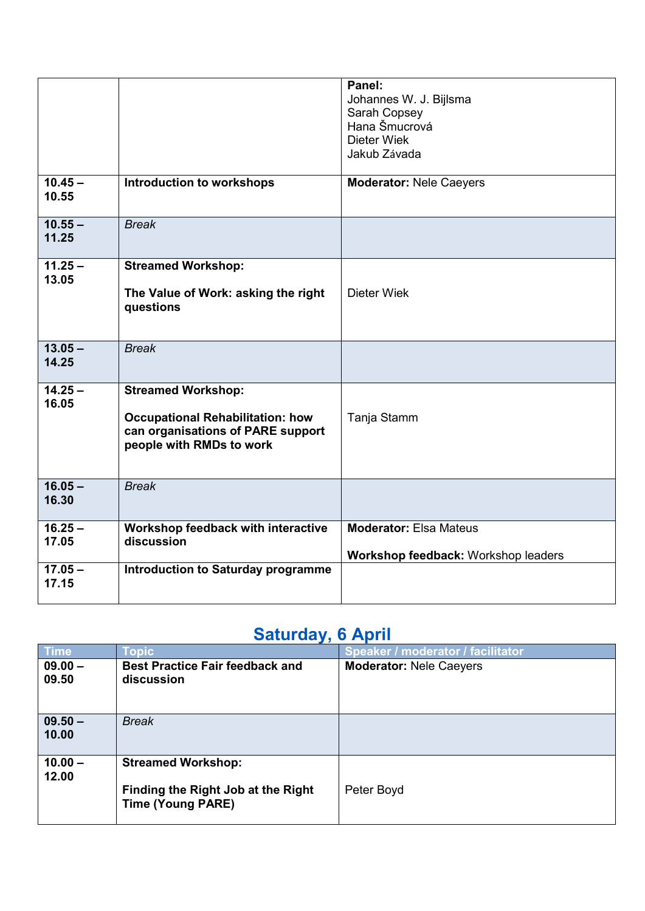| | | |
|---|---|---|
| | | **Panel:** Johannes W. J. Bijlsma Sarah Copsey Hana Šmucrová Dieter Wiek Jakub Zάvada |
| 10.45 – 10.55 | **Introduction to workshops** | **Moderator:** Nele Caeyers |
| 10.55 – 11.25 | *Break* | |
| 11.25 – 13.05 | **Streamed Workshop:** **The Value of Work: asking the right questions** | Dieter Wiek |
| 13.05 – 14.25 | *Break* | |
| 14.25 – 16.05 | **Streamed Workshop:** **Occupational Rehabilitation: how can organisations of PARE support people with RMDs to work** | Tanja Stamm |
| 16.05 – 16.30 | *Break* | |
| 16.25 – 17.05 | **Workshop feedback with interactive discussion** | **Moderator:** Elsa Mateus **Workshop feedback:** Workshop leaders |
| 17.05 – 17.15 | **Introduction to Saturday programme** | |

## Saturday, 6 April

| Time | Topic | Speaker / moderator / facilitator |
|---|---|---|
| 09.00 – 09.50 | **Best Practice Fair feedback and discussion** | **Moderator:** Nele Caeyers |
| 09.50 – 10.00 | *Break* | |
| 10.00 – 12.00 | **Streamed Workshop:** **Finding the Right Job at the Right Time (Young PARE)** | Peter Boyd |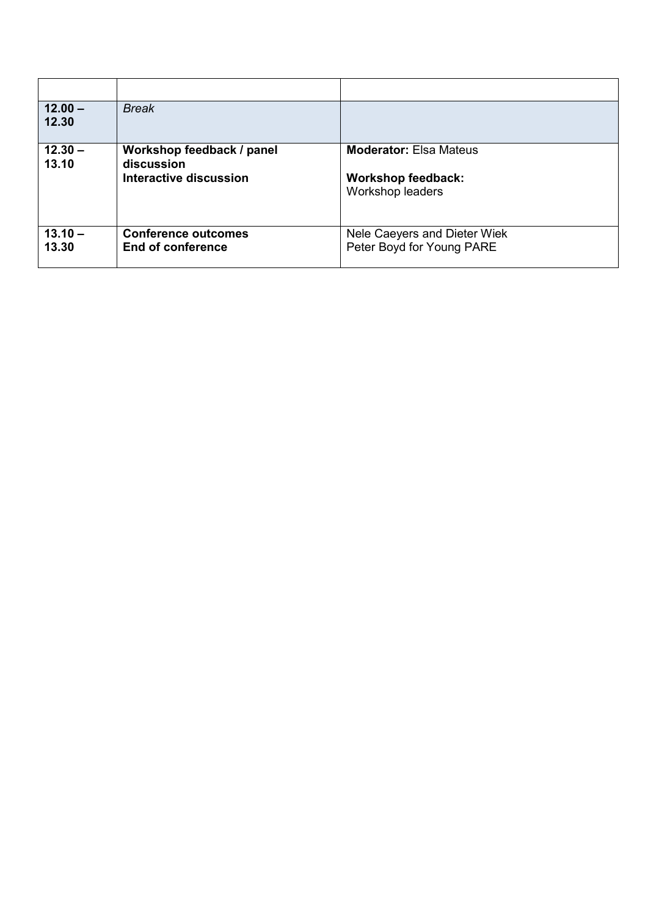| | | |
|---|---|---|
| **12.00 – 12.30** | *Break* | |
| **12.30 – 13.10** | **Workshop feedback / panel discussion**<br>**Interactive discussion** | **Moderator:** Elsa Mateus<br><br>**Workshop feedback:**<br>Workshop leaders |
| **13.10 – 13.30** | **Conference outcomes**<br>**End of conference** | Nele Caeyers and Dieter Wiek<br>Peter Boyd for Young PARE |